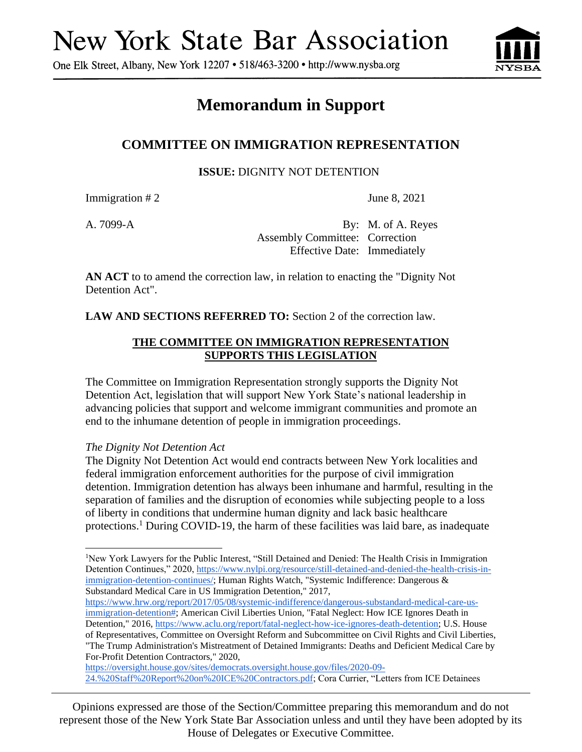# New York State Bar Association

One Elk Street, Albany, New York 12207 • 518/463-3200 • http://www.nysba.org

NYSBA

## Memorandum in Support

### COMMITTEE ON IMMIGRATION REPRESENTATION

**ISSUE:** DIGNITY NOT DETENTION

Immigration # 2 June 8, 2021

A. 7099-A By: M. of A. Reyes
Assembly Committee: Correction
Effective Date: Immediately

**AN ACT** to to amend the correction law, in relation to enacting the "Dignity Not Detention Act".

**LAW AND SECTIONS REFERRED TO:** Section 2 of the correction law.

**THE COMMITTEE ON IMMIGRATION REPRESENTATION SUPPORTS THIS LEGISLATION**

The Committee on Immigration Representation strongly supports the Dignity Not Detention Act, legislation that will support New York State's national leadership in advancing policies that support and welcome immigrant communities and promote an end to the inhumane detention of people in immigration proceedings.

*The Dignity Not Detention Act*
The Dignity Not Detention Act would end contracts between New York localities and federal immigration enforcement authorities for the purpose of civil immigration detention. Immigration detention has always been inhumane and harmful, resulting in the separation of families and the disruption of economies while subjecting people to a loss of liberty in conditions that undermine human dignity and lack basic healthcare protections.[1] During COVID-19, the harm of these facilities was laid bare, as inadequate

[1]New York Lawyers for the Public Interest, "Still Detained and Denied: The Health Crisis in Immigration Detention Continues," 2020, https://www.nylpi.org/resource/still-detained-and-denied-the-health-crisis-in-immigration-detention-continues/; Human Rights Watch, "Systemic Indifference: Dangerous & Substandard Medical Care in US Immigration Detention," 2017, https://www.hrw.org/report/2017/05/08/systemic-indifference/dangerous-substandard-medical-care-us-immigration-detention#; American Civil Liberties Union, "Fatal Neglect: How ICE Ignores Death in Detention," 2016, https://www.aclu.org/report/fatal-neglect-how-ice-ignores-death-detention; U.S. House of Representatives, Committee on Oversight Reform and Subcommittee on Civil Rights and Civil Liberties, "The Trump Administration's Mistreatment of Detained Immigrants: Deaths and Deficient Medical Care by For-Profit Detention Contractors," 2020, https://oversight.house.gov/sites/democrats.oversight.house.gov/files/2020-09-24.%20Staff%20Report%20on%20ICE%20Contractors.pdf; Cora Currier, "Letters from ICE Detainees

Opinions expressed are those of the Section/Committee preparing this memorandum and do not represent those of the New York State Bar Association unless and until they have been adopted by its House of Delegates or Executive Committee.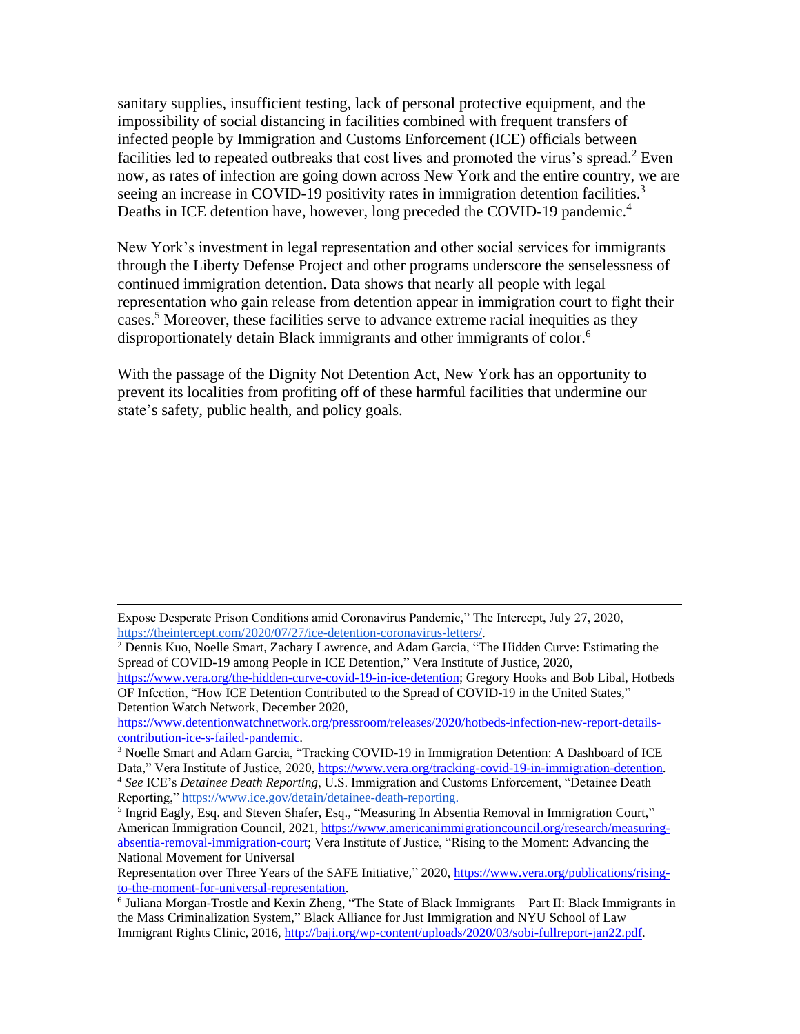sanitary supplies, insufficient testing, lack of personal protective equipment, and the impossibility of social distancing in facilities combined with frequent transfers of infected people by Immigration and Customs Enforcement (ICE) officials between facilities led to repeated outbreaks that cost lives and promoted the virus's spread.[2] Even now, as rates of infection are going down across New York and the entire country, we are seeing an increase in COVID-19 positivity rates in immigration detention facilities.[3] Deaths in ICE detention have, however, long preceded the COVID-19 pandemic.[4]

New York's investment in legal representation and other social services for immigrants through the Liberty Defense Project and other programs underscore the senselessness of continued immigration detention. Data shows that nearly all people with legal representation who gain release from detention appear in immigration court to fight their cases.[5] Moreover, these facilities serve to advance extreme racial inequities as they disproportionately detain Black immigrants and other immigrants of color.[6]

With the passage of the Dignity Not Detention Act, New York has an opportunity to prevent its localities from profiting off of these harmful facilities that undermine our state's safety, public health, and policy goals.

---

Expose Desperate Prison Conditions amid Coronavirus Pandemic," The Intercept, July 27, 2020, https://theintercept.com/2020/07/27/ice-detention-coronavirus-letters/.

[2] Dennis Kuo, Noelle Smart, Zachary Lawrence, and Adam Garcia, "The Hidden Curve: Estimating the Spread of COVID-19 among People in ICE Detention," Vera Institute of Justice, 2020, https://www.vera.org/the-hidden-curve-covid-19-in-ice-detention; Gregory Hooks and Bob Libal, Hotbeds OF Infection, "How ICE Detention Contributed to the Spread of COVID-19 in the United States," Detention Watch Network, December 2020, https://www.detentionwatchnetwork.org/pressroom/releases/2020/hotbeds-infection-new-report-details-contribution-ice-s-failed-pandemic.

[3] Noelle Smart and Adam Garcia, "Tracking COVID-19 in Immigration Detention: A Dashboard of ICE Data," Vera Institute of Justice, 2020, https://www.vera.org/tracking-covid-19-in-immigration-detention.

[4] *See* ICE's *Detainee Death Reporting*, U.S. Immigration and Customs Enforcement, "Detainee Death Reporting," https://www.ice.gov/detain/detainee-death-reporting.

[5] Ingrid Eagly, Esq. and Steven Shafer, Esq., "Measuring In Absentia Removal in Immigration Court," American Immigration Council, 2021, https://www.americanimmigrationcouncil.org/research/measuring-absentia-removal-immigration-court; Vera Institute of Justice, "Rising to the Moment: Advancing the National Movement for Universal Representation over Three Years of the SAFE Initiative," 2020, https://www.vera.org/publications/rising-to-the-moment-for-universal-representation.

[6] Juliana Morgan-Trostle and Kexin Zheng, "The State of Black Immigrants—Part II: Black Immigrants in the Mass Criminalization System," Black Alliance for Just Immigration and NYU School of Law Immigrant Rights Clinic, 2016, http://baji.org/wp-content/uploads/2020/03/sobi-fullreport-jan22.pdf.